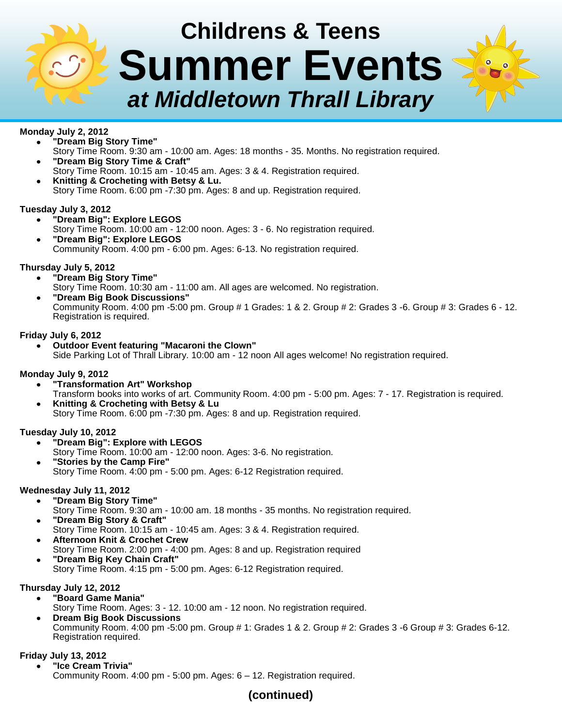# Childrens & Teens

# Summer Events

## *at Middletown Thrall Library*

**Monday July 2, 2012**

- **"Dream Big Story Time"**
  Story Time Room. 9:30 am - 10:00 am. Ages: 18 months - 35. Months. No registration required.
- **"Dream Big Story Time & Craft"**
  Story Time Room. 10:15 am - 10:45 am. Ages: 3 & 4. Registration required.
- **Knitting & Crocheting with Betsy & Lu.**
  Story Time Room. 6:00 pm -7:30 pm. Ages: 8 and up. Registration required.

**Tuesday July 3, 2012**

- **"Dream Big": Explore LEGOS**
  Story Time Room. 10:00 am - 12:00 noon. Ages: 3 - 6. No registration required.
- **"Dream Big": Explore LEGOS**
  Community Room. 4:00 pm - 6:00 pm. Ages: 6-13. No registration required.

**Thursday July 5, 2012**

- **"Dream Big Story Time"**
  Story Time Room. 10:30 am - 11:00 am. All ages are welcomed. No registration.
- **"Dream Big Book Discussions"**
  Community Room. 4:00 pm -5:00 pm. Group # 1 Grades: 1 & 2. Group # 2: Grades 3 -6. Group # 3: Grades 6 - 12. Registration is required.

**Friday July 6, 2012**

- **Outdoor Event featuring "Macaroni the Clown"**
  Side Parking Lot of Thrall Library. 10:00 am - 12 noon All ages welcome! No registration required.

**Monday July 9, 2012**

- **"Transformation Art" Workshop**
  Transform books into works of art. Community Room. 4:00 pm - 5:00 pm. Ages: 7 - 17. Registration is required.
- **Knitting & Crocheting with Betsy & Lu**
  Story Time Room. 6:00 pm -7:30 pm. Ages: 8 and up. Registration required.

**Tuesday July 10, 2012**

- **"Dream Big": Explore with LEGOS**
  Story Time Room. 10:00 am - 12:00 noon. Ages: 3-6. No registration.
- **"Stories by the Camp Fire"**
  Story Time Room. 4:00 pm - 5:00 pm. Ages: 6-12 Registration required.

**Wednesday July 11, 2012**

- **"Dream Big Story Time"**
  Story Time Room. 9:30 am - 10:00 am. 18 months - 35 months. No registration required.
- **"Dream Big Story & Craft"**
  Story Time Room. 10:15 am - 10:45 am. Ages: 3 & 4. Registration required.
- **Afternoon Knit & Crochet Crew**
  Story Time Room. 2:00 pm - 4:00 pm. Ages: 8 and up. Registration required
- **"Dream Big Key Chain Craft"**
  Story Time Room. 4:15 pm - 5:00 pm. Ages: 6-12 Registration required.

**Thursday July 12, 2012**

- **"Board Game Mania"**
  Story Time Room. Ages: 3 - 12. 10:00 am - 12 noon. No registration required.
- **Dream Big Book Discussions**
  Community Room. 4:00 pm -5:00 pm. Group # 1: Grades 1 & 2. Group # 2: Grades 3 -6 Group # 3: Grades 6-12. Registration required.

**Friday July 13, 2012**

- **"Ice Cream Trivia"**
  Community Room. 4:00 pm - 5:00 pm. Ages: 6 – 12. Registration required.

**(continued)**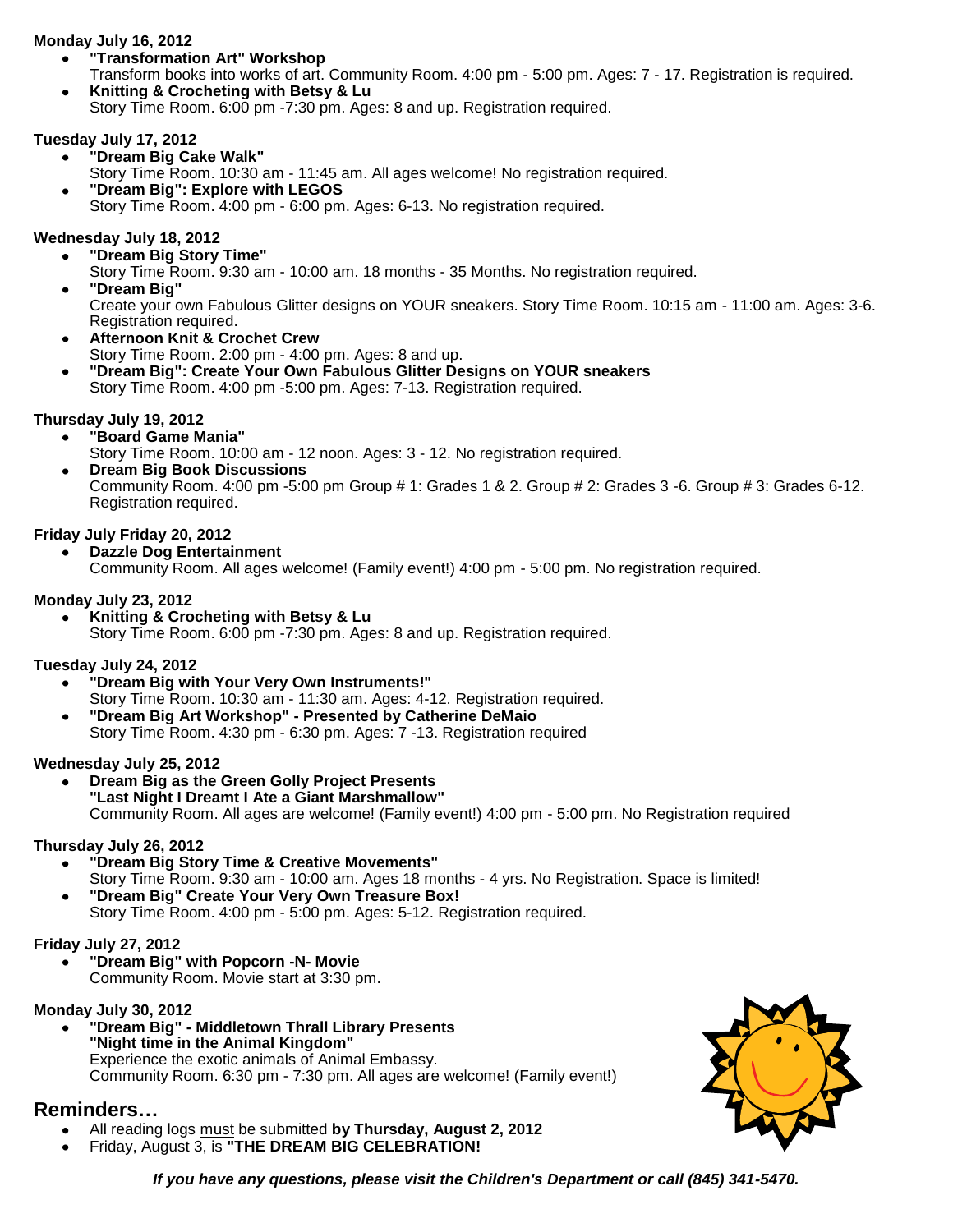**Monday July 16, 2012**

- **"Transformation Art" Workshop**
  Transform books into works of art. Community Room. 4:00 pm - 5:00 pm. Ages: 7 - 17. Registration is required.
- **Knitting & Crocheting with Betsy & Lu**
  Story Time Room. 6:00 pm -7:30 pm. Ages: 8 and up. Registration required.

**Tuesday July 17, 2012**

- **"Dream Big Cake Walk"**
  Story Time Room. 10:30 am - 11:45 am. All ages welcome! No registration required.
- **"Dream Big": Explore with LEGOS**
  Story Time Room. 4:00 pm - 6:00 pm. Ages: 6-13. No registration required.

**Wednesday July 18, 2012**

- **"Dream Big Story Time"**
  Story Time Room. 9:30 am - 10:00 am. 18 months - 35 Months. No registration required.
- **"Dream Big"**
  Create your own Fabulous Glitter designs on YOUR sneakers. Story Time Room. 10:15 am - 11:00 am. Ages: 3-6. Registration required.
- **Afternoon Knit & Crochet Crew**
  Story Time Room. 2:00 pm - 4:00 pm. Ages: 8 and up.
- **"Dream Big": Create Your Own Fabulous Glitter Designs on YOUR sneakers**
  Story Time Room. 4:00 pm -5:00 pm. Ages: 7-13. Registration required.

**Thursday July 19, 2012**

- **"Board Game Mania"**
  Story Time Room. 10:00 am - 12 noon. Ages: 3 - 12. No registration required.
- **Dream Big Book Discussions**
  Community Room. 4:00 pm -5:00 pm Group # 1: Grades 1 & 2. Group # 2: Grades 3 -6. Group # 3: Grades 6-12. Registration required.

**Friday July Friday 20, 2012**

- **Dazzle Dog Entertainment**
  Community Room. All ages welcome! (Family event!) 4:00 pm - 5:00 pm. No registration required.

**Monday July 23, 2012**

- **Knitting & Crocheting with Betsy & Lu**
  Story Time Room. 6:00 pm -7:30 pm. Ages: 8 and up. Registration required.

**Tuesday July 24, 2012**

- **"Dream Big with Your Very Own Instruments!"**
  Story Time Room. 10:30 am - 11:30 am. Ages: 4-12. Registration required.
- **"Dream Big Art Workshop" - Presented by Catherine DeMaio**
  Story Time Room. 4:30 pm - 6:30 pm. Ages: 7 -13. Registration required

**Wednesday July 25, 2012**

- **Dream Big as the Green Golly Project Presents**
  **"Last Night I Dreamt I Ate a Giant Marshmallow"**
  Community Room. All ages are welcome! (Family event!) 4:00 pm - 5:00 pm. No Registration required

**Thursday July 26, 2012**

- **"Dream Big Story Time & Creative Movements"**
  Story Time Room. 9:30 am - 10:00 am. Ages 18 months - 4 yrs. No Registration. Space is limited!
- **"Dream Big" Create Your Very Own Treasure Box!**
  Story Time Room. 4:00 pm - 5:00 pm. Ages: 5-12. Registration required.

**Friday July 27, 2012**

- **"Dream Big" with Popcorn -N- Movie**
  Community Room. Movie start at 3:30 pm.

**Monday July 30, 2012**

- **"Dream Big" - Middletown Thrall Library Presents**
  **"Night time in the Animal Kingdom"**
  Experience the exotic animals of Animal Embassy.
  Community Room. 6:30 pm - 7:30 pm. All ages are welcome! (Family event!)

## Reminders…

- All reading logs must be submitted **by Thursday, August 2, 2012**
- Friday, August 3, is **"THE DREAM BIG CELEBRATION!**

***If you have any questions, please visit the Children's Department or call (845) 341-5470.***